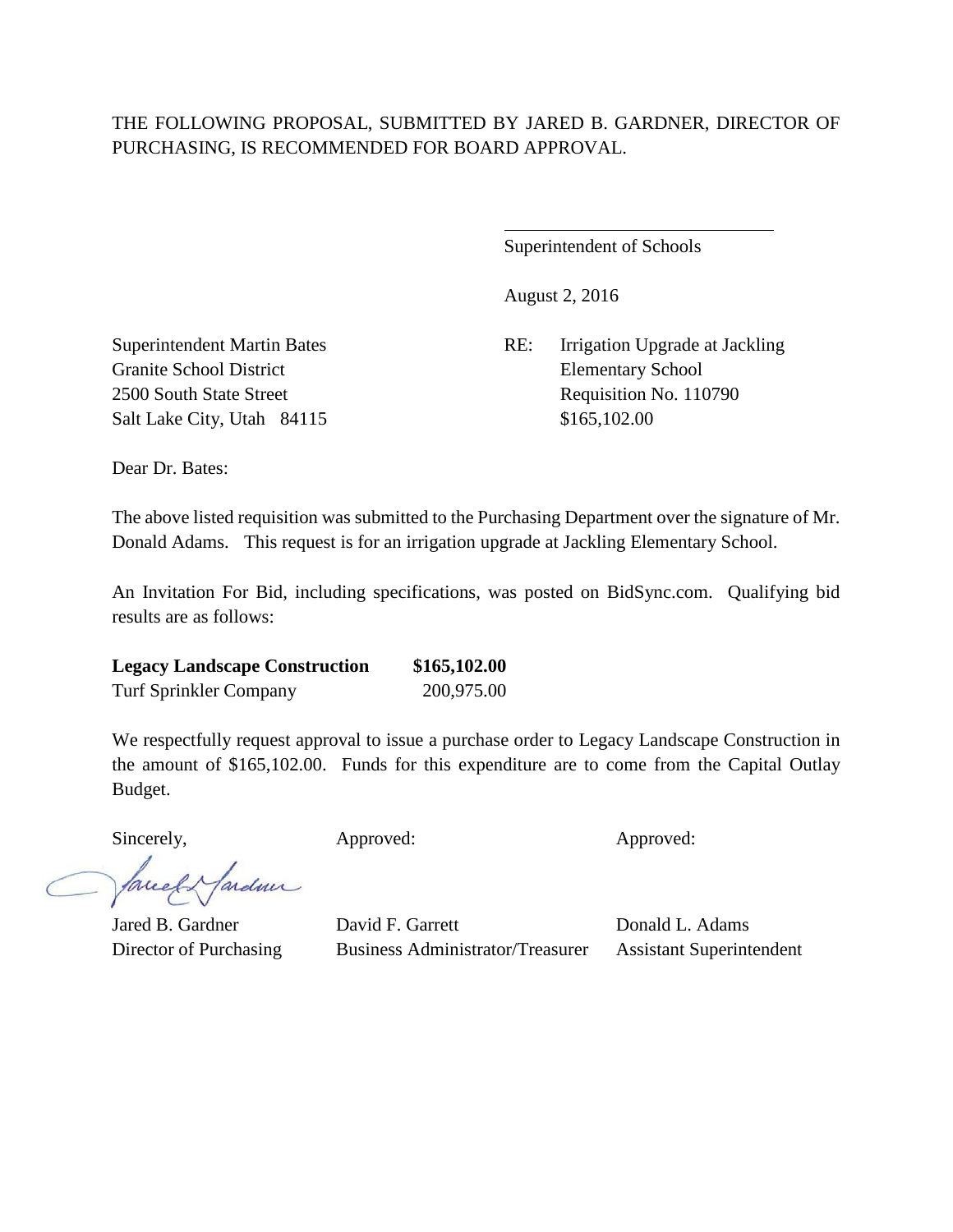THE FOLLOWING PROPOSAL, SUBMITTED BY JARED B. GARDNER, DIRECTOR OF PURCHASING, IS RECOMMENDED FOR BOARD APPROVAL.

\_\_\_\_\_\_\_\_\_\_\_\_\_\_\_\_\_\_\_\_\_\_\_\_\_\_\_\_\_\_

Superintendent of Schools

August 2, 2016

Superintendent Martin Bates
Granite School District
2500 South State Street
Salt Lake City, Utah 84115

RE: Irrigation Upgrade at Jackling Elementary School
Requisition No. 110790
$165,102.00

Dear Dr. Bates:

The above listed requisition was submitted to the Purchasing Department over the signature of Mr. Donald Adams. This request is for an irrigation upgrade at Jackling Elementary School.

An Invitation For Bid, including specifications, was posted on BidSync.com. Qualifying bid results are as follows:

| | |
|---|---|
| **Legacy Landscape Construction** | **$165,102.00** |
| Turf Sprinkler Company | 200,975.00 |

We respectfully request approval to issue a purchase order to Legacy Landscape Construction in the amount of $165,102.00. Funds for this expenditure are to come from the Capital Outlay Budget.

| Sincerely, | Approved: | Approved: |
|---|---|---|
| Jared B. Gardner | David F. Garrett | Donald L. Adams |
| Director of Purchasing | Business Administrator/Treasurer | Assistant Superintendent |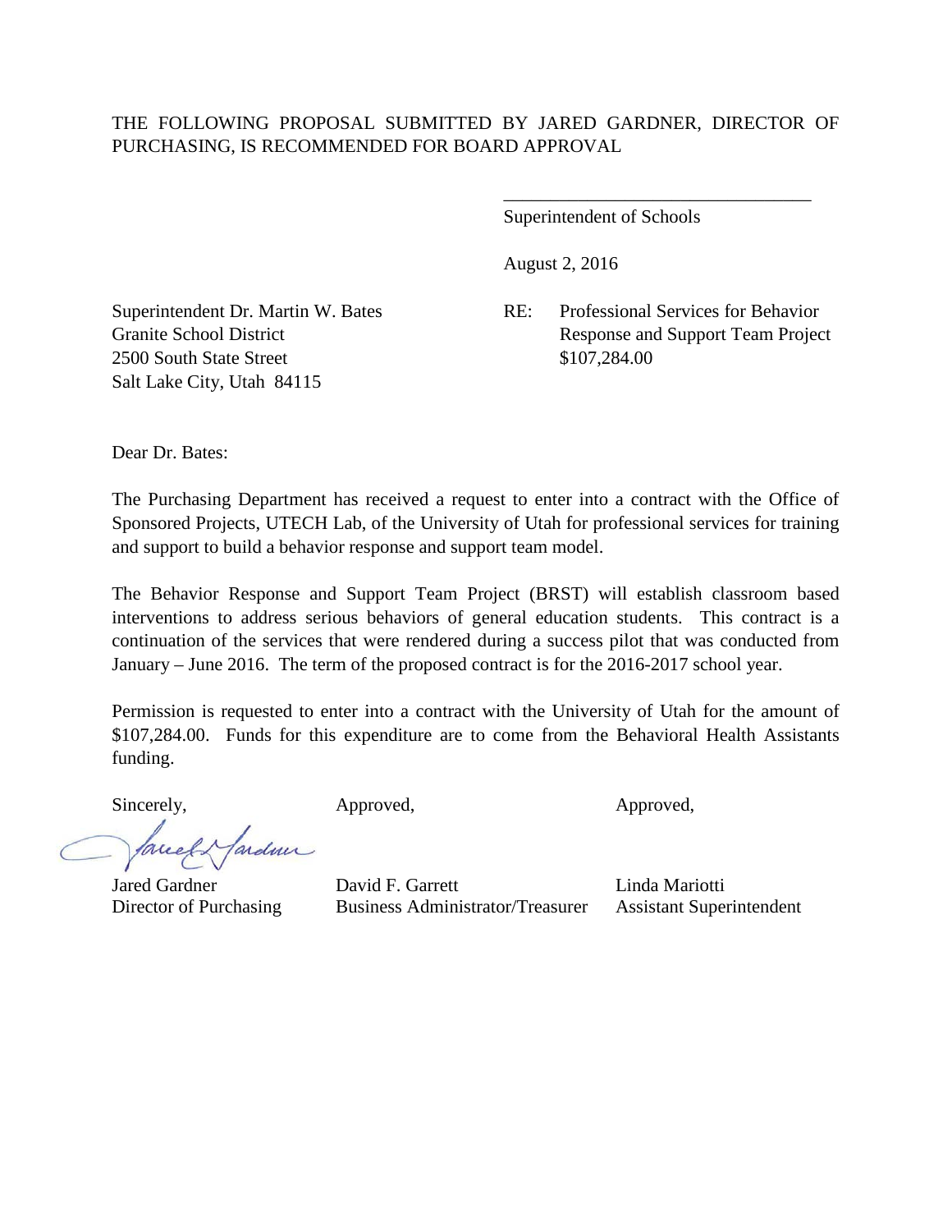THE FOLLOWING PROPOSAL SUBMITTED BY JARED GARDNER, DIRECTOR OF PURCHASING, IS RECOMMENDED FOR BOARD APPROVAL

\_\_\_\_\_\_\_\_\_\_\_\_\_\_\_\_\_\_\_\_\_\_\_\_\_\_\_\_\_\_\_\_\_\_
Superintendent of Schools

August 2, 2016

Superintendent Dr. Martin W. Bates
Granite School District
2500 South State Street
Salt Lake City, Utah 84115

RE: Professional Services for Behavior Response and Support Team Project
$107,284.00

Dear Dr. Bates:

The Purchasing Department has received a request to enter into a contract with the Office of Sponsored Projects, UTECH Lab, of the University of Utah for professional services for training and support to build a behavior response and support team model.

The Behavior Response and Support Team Project (BRST) will establish classroom based interventions to address serious behaviors of general education students. This contract is a continuation of the services that were rendered during a success pilot that was conducted from January – June 2016. The term of the proposed contract is for the 2016-2017 school year.

Permission is requested to enter into a contract with the University of Utah for the amount of $107,284.00. Funds for this expenditure are to come from the Behavioral Health Assistants funding.

| Sincerely, | Approved, | Approved, |
|---|---|---|
| Jared Gardner | David F. Garrett | Linda Mariotti |
| Director of Purchasing | Business Administrator/Treasurer | Assistant Superintendent |